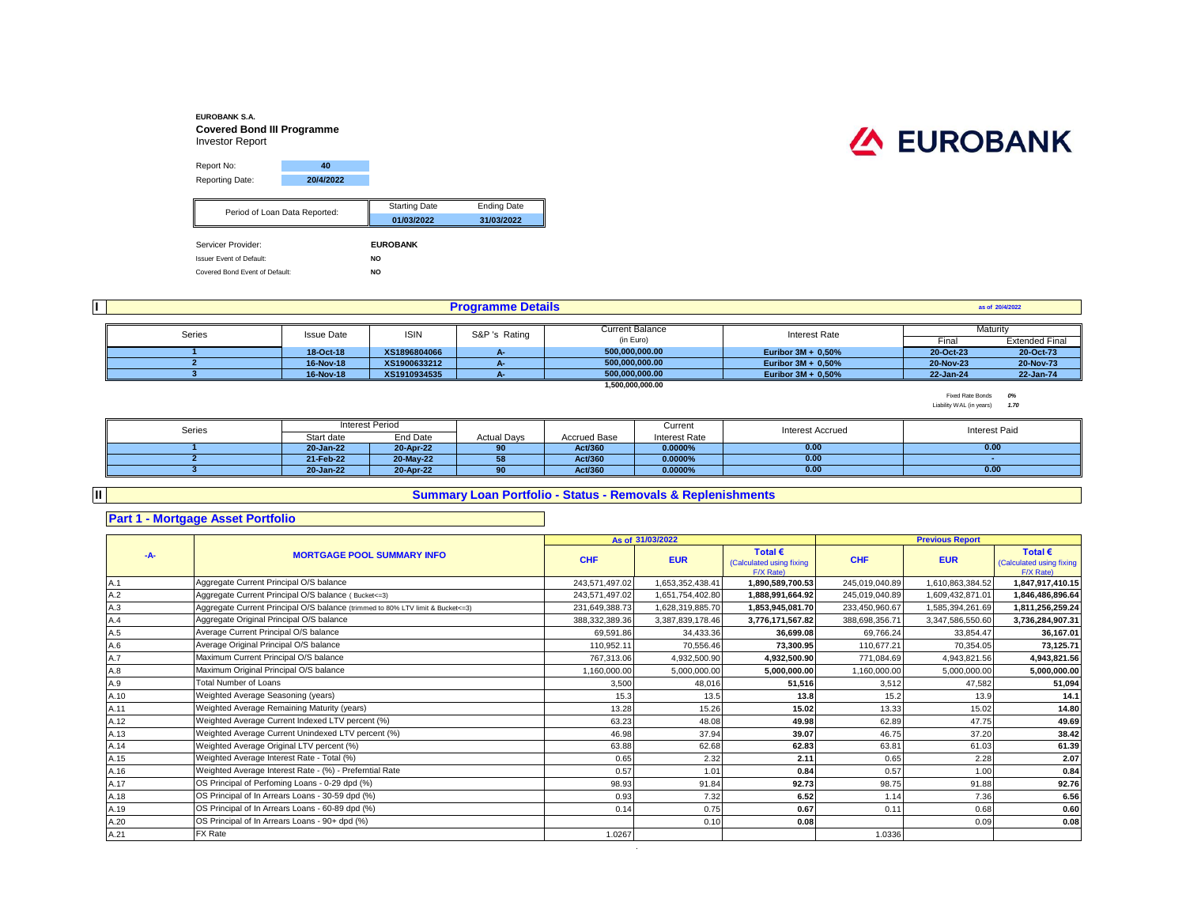**EUROBANK S.A.**

**Covered Bond III Programme**

Investor Report

EUROBANK

| | |
|---|---|
| Report No: | 40 |
| Reporting Date: | 20/4/2022 |

| Period of Loan Data Reported: | Starting Date | Ending Date |
|---|---|---|
| | 01/03/2022 | 31/03/2022 |

| | |
|---|---|
| Servicer Provider: | EUROBANK |
| Issuer Event of Default: | NO |
| Covered Bond Event of Default: | NO |

## I Programme Details

as of 20/4/2022

| Series | Issue Date | ISIN | S&P 's Rating | Current Balance (in Euro) | Interest Rate | Maturity Final | Maturity Extended Final |
|---|---|---|---|---|---|---|---|
| 1 | 18-Oct-18 | XS1896804066 | A- | 500,000,000.00 | Euribor 3M + 0,50% | 20-Oct-23 | 20-Oct-73 |
| 2 | 16-Nov-18 | XS1900633212 | A- | 500,000,000.00 | Euribor 3M + 0,50% | 20-Nov-23 | 20-Nov-73 |
| 3 | 16-Nov-18 | XS1910934535 | A- | 500,000,000.00 | Euribor 3M + 0,50% | 22-Jan-24 | 22-Jan-74 |
| | | | | 1,500,000,000.00 | | | |

Fixed Rate Bonds *0%*

Liability WAL (in years) *1.70*

| Series | Interest Period Start date | Interest Period End Date | Actual Days | Accrued Base | Current Interest Rate | Interest Accrued | Interest Paid |
|---|---|---|---|---|---|---|---|
| 1 | 20-Jan-22 | 20-Apr-22 | 90 | Act/360 | 0.0000% | 0.00 | 0.00 |
| 2 | 21-Feb-22 | 20-May-22 | 58 | Act/360 | 0.0000% | 0.00 | - |
| 3 | 20-Jan-22 | 20-Apr-22 | 90 | Act/360 | 0.0000% | 0.00 | 0.00 |

## II Summary Loan Portfolio - Status - Removals & Replenishments

### Part 1 - Mortgage Asset Portfolio

| -A- | MORTGAGE POOL SUMMARY INFO | As of 31/03/2022 CHF | As of 31/03/2022 EUR | As of 31/03/2022 Total € (Calculated using fixing F/X Rate) | Previous Report CHF | Previous Report EUR | Previous Report Total € (Calculated using fixing F/X Rate) |
|---|---|---|---|---|---|---|---|
| A.1 | Aggregate Current Principal O/S balance | 243,571,497.02 | 1,653,352,438.41 | 1,890,589,700.53 | 245,019,040.89 | 1,610,863,384.52 | 1,847,917,410.15 |
| A.2 | Aggregate Current Principal O/S balance ( Bucket<=3) | 243,571,497.02 | 1,651,754,402.80 | 1,888,991,664.92 | 245,019,040.89 | 1,609,432,871.01 | 1,846,486,896.64 |
| A.3 | Aggregate Current Principal O/S balance (trimmed to 80% LTV limit & Bucket<=3) | 231,649,388.73 | 1,628,319,885.70 | 1,853,945,081.70 | 233,450,960.67 | 1,585,394,261.69 | 1,811,256,259.24 |
| A.4 | Aggregate Original Principal O/S balance | 388,332,389.36 | 3,387,839,178.46 | 3,776,171,567.82 | 388,698,356.71 | 3,347,586,550.60 | 3,736,284,907.31 |
| A.5 | Average Current Principal O/S balance | 69,591.86 | 34,433.36 | 36,699.08 | 69,766.24 | 33,854.47 | 36,167.01 |
| A.6 | Average Original Principal O/S balance | 110,952.11 | 70,556.46 | 73,300.95 | 110,677.21 | 70,354.05 | 73,125.71 |
| A.7 | Maximum Current Principal O/S balance | 767,313.06 | 4,932,500.90 | 4,932,500.90 | 771,084.69 | 4,943,821.56 | 4,943,821.56 |
| A.8 | Maximum Original Principal O/S balance | 1,160,000.00 | 5,000,000.00 | 5,000,000.00 | 1,160,000.00 | 5,000,000.00 | 5,000,000.00 |
| A.9 | Total Number of Loans | 3,500 | 48,016 | 51,516 | 3,512 | 47,582 | 51,094 |
| A.10 | Weighted Average Seasoning (years) | 15.3 | 13.5 | 13.8 | 15.2 | 13.9 | 14.1 |
| A.11 | Weighted Average Remaining Maturity (years) | 13.28 | 15.26 | 15.02 | 13.33 | 15.02 | 14.80 |
| A.12 | Weighted Average Current Indexed LTV percent (%) | 63.23 | 48.08 | 49.98 | 62.89 | 47.75 | 49.69 |
| A.13 | Weighted Average Current Unindexed LTV percent (%) | 46.98 | 37.94 | 39.07 | 46.75 | 37.20 | 38.42 |
| A.14 | Weighted Average Original LTV percent (%) | 63.88 | 62.68 | 62.83 | 63.81 | 61.03 | 61.39 |
| A.15 | Weighted Average Interest Rate - Total (%) | 0.65 | 2.32 | 2.11 | 0.65 | 2.28 | 2.07 |
| A.16 | Weighted Average Interest Rate - (%) - Prefential Rate | 0.57 | 1.01 | 0.84 | 0.57 | 1.00 | 0.84 |
| A.17 | OS Principal of Perfoming Loans - 0-29 dpd (%) | 98.93 | 91.84 | 92.73 | 98.75 | 91.88 | 92.76 |
| A.18 | OS Principal of In Arrears Loans - 30-59 dpd (%) | 0.93 | 7.32 | 6.52 | 1.14 | 7.36 | 6.56 |
| A.19 | OS Principal of In Arrears Loans - 60-89 dpd (%) | 0.14 | 0.75 | 0.67 | 0.11 | 0.68 | 0.60 |
| A.20 | OS Principal of In Arrears Loans - 90+ dpd (%) | | 0.10 | 0.08 | | 0.09 | 0.08 |
| A.21 | FX Rate | 1.0267 | | | 1.0336 | | |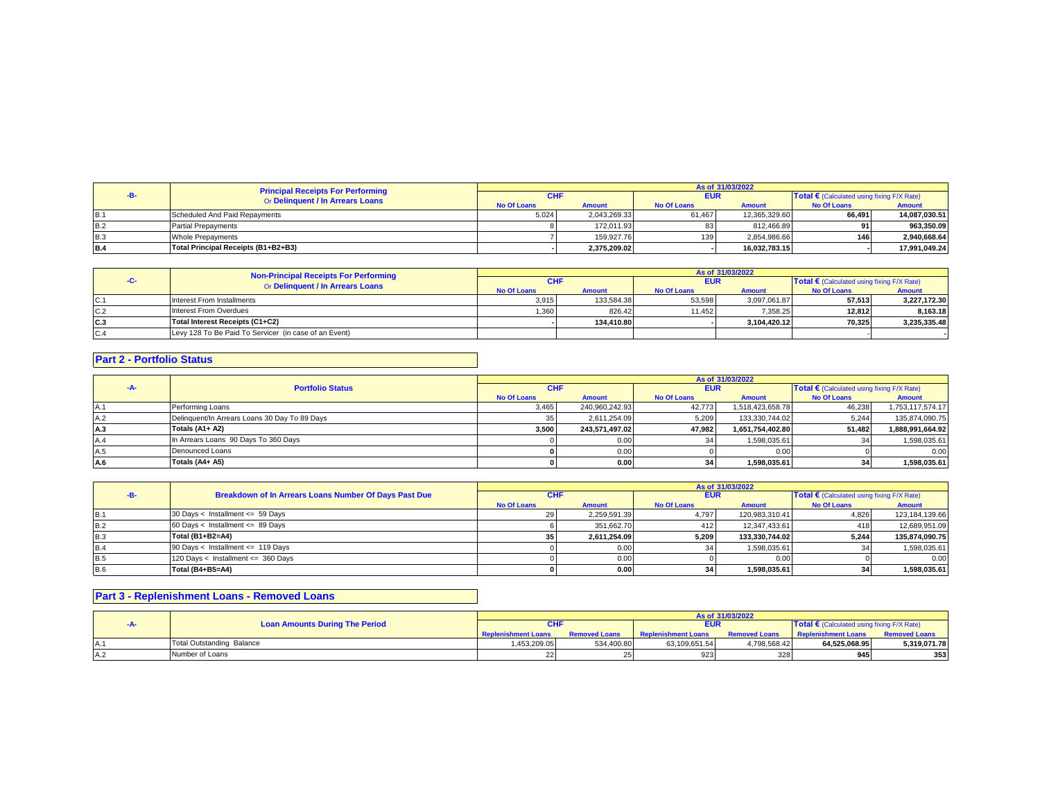| -B- | Principal Receipts For Performing Or Delinquent / In Arrears Loans | As of 31/03/2022 | | | | | |
|---|---|---|---|---|---|---|---|
| | | CHF | | EUR | | Total € (Calculated using fixing F/X Rate) | |
| | | No Of Loans | Amount | No Of Loans | Amount | No Of Loans | Amount |
| B.1 | Scheduled And Paid Repayments | 5,024 | 2,043,269.33 | 61,467 | 12,365,329.60 | 66,491 | 14,087,030.51 |
| B.2 | Partial Prepayments | 8 | 172,011.93 | 83 | 812,466.89 | 91 | 963,350.09 |
| B.3 | Whole Prepayments | 7 | 159,927.76 | 139 | 2,854,986.66 | 146 | 2,940,668.64 |
| B.4 | **Total Principal Receipts (B1+B2+B3)** | - | **2,375,209.02** | - | **16,032,783.15** | - | **17,991,049.24** |

| -C- | Non-Principal Receipts For Performing Or Delinquent / In Arrears Loans | As of 31/03/2022 | | | | | |
|---|---|---|---|---|---|---|---|
| | | CHF | | EUR | | Total € (Calculated using fixing F/X Rate) | |
| | | No Of Loans | Amount | No Of Loans | Amount | No Of Loans | Amount |
| C.1 | Interest From Installments | 3,915 | 133,584.38 | 53,598 | 3,097,061.87 | 57,513 | 3,227,172.30 |
| C.2 | Interest From Overdues | 1,360 | 826.42 | 11,452 | 7,358.25 | 12,812 | 8,163.18 |
| C.3 | **Total Interest Receipts (C1+C2)** | - | **134,410.80** | - | **3,104,420.12** | **70,325** | **3,235,335.48** |
| C.4 | Levy 128 To Be Paid To Servicer (in case of an Event) | | | | | - | - |

## Part 2 - Portfolio Status

| -A- | Portfolio Status | As of 31/03/2022 | | | | | |
|---|---|---|---|---|---|---|---|
| | | CHF | | EUR | | Total € (Calculated using fixing F/X Rate) | |
| | | No Of Loans | Amount | No Of Loans | Amount | No Of Loans | Amount |
| A.1 | Performing Loans | 3,465 | 240,960,242.93 | 42,773 | 1,518,423,658.78 | 46,238 | 1,753,117,574.17 |
| A.2 | Delinquent/In Arrears Loans 30 Day To 89 Days | 35 | 2,611,254.09 | 5,209 | 133,330,744.02 | 5,244 | 135,874,090.75 |
| A.3 | **Totals (A1+ A2)** | **3,500** | **243,571,497.02** | **47,982** | **1,651,754,402.80** | **51,482** | **1,888,991,664.92** |
| A.4 | In Arrears Loans 90 Days To 360 Days | 0 | 0.00 | 34 | 1,598,035.61 | 34 | 1,598,035.61 |
| A.5 | Denounced Loans | **0** | 0.00 | 0 | 0.00 | 0 | 0.00 |
| A.6 | **Totals (A4+ A5)** | **0** | **0.00** | **34** | **1,598,035.61** | **34** | **1,598,035.61** |

| -B- | Breakdown of In Arrears Loans Number Of Days Past Due | As of 31/03/2022 | | | | | |
|---|---|---|---|---|---|---|---|
| | | CHF | | EUR | | Total € (Calculated using fixing F/X Rate) | |
| | | No Of Loans | Amount | No Of Loans | Amount | No Of Loans | Amount |
| B.1 | 30 Days < Installment <= 59 Days | 29 | 2,259,591.39 | 4,797 | 120,983,310.41 | 4,826 | 123,184,139.66 |
| B.2 | 60 Days < Installment <= 89 Days | 6 | 351,662.70 | 412 | 12,347,433.61 | 418 | 12,689,951.09 |
| B.3 | **Total (B1+B2=A4)** | **35** | **2,611,254.09** | **5,209** | **133,330,744.02** | **5,244** | **135,874,090.75** |
| B.4 | 90 Days < Installment <= 119 Days | 0 | 0.00 | 34 | 1,598,035.61 | 34 | 1,598,035.61 |
| B.5 | 120 Days < Installment <= 360 Days | 0 | 0.00 | 0 | 0.00 | 0 | 0.00 |
| B.6 | **Total (B4+B5=A4)** | **0** | **0.00** | **34** | **1,598,035.61** | **34** | **1,598,035.61** |

## Part 3 - Replenishment Loans - Removed Loans

| -A- | Loan Amounts During The Period | As of 31/03/2022 | | | | | |
|---|---|---|---|---|---|---|---|
| | | CHF | | EUR | | Total € (Calculated using fixing F/X Rate) | |
| | | Replenishment Loans | Removed Loans | Replenishment Loans | Removed Loans | Replenishment Loans | Removed Loans |
| A.1 | Total Outstanding Balance | 1,453,209.05 | 534,400.80 | 63,109,651.54 | 4,798,568.42 | **64,525,068.95** | **5,319,071.78** |
| A.2 | Number of Loans | 22 | 25 | 923 | 328 | **945** | **353** |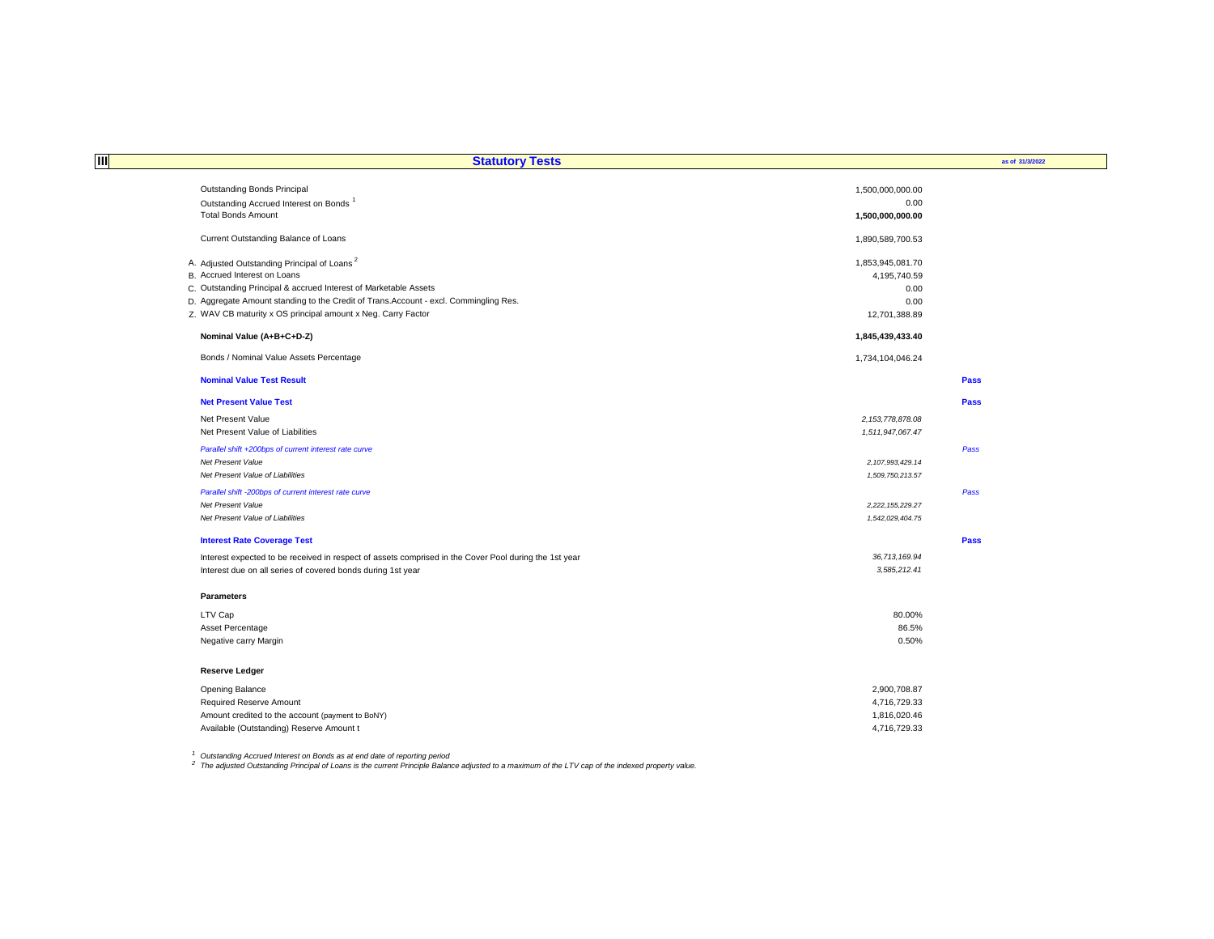## III Statutory Tests

as of 31/3/2022

| | | |
|---|---|---|
| Outstanding Bonds Principal | 1,500,000,000.00 | |
| Outstanding Accrued Interest on Bonds [1] | 0.00 | |
| Total Bonds Amount | **1,500,000,000.00** | |
| | | |
| Current Outstanding Balance of Loans | 1,890,589,700.53 | |
| | | |
| A. Adjusted Outstanding Principal of Loans [2] | 1,853,945,081.70 | |
| B. Accrued Interest on Loans | 4,195,740.59 | |
| C. Outstanding Principal & accrued Interest of Marketable Assets | 0.00 | |
| D. Aggregate Amount standing to the Credit of Trans.Account - excl. Commingling Res. | 0.00 | |
| Z. WAV CB maturity x OS principal amount x Neg. Carry Factor | 12,701,388.89 | |
| | | |
| **Nominal Value (A+B+C+D-Z)** | **1,845,439,433.40** | |
| | | |
| Bonds / Nominal Value Assets Percentage | 1,734,104,046.24 | |
| | | |
| **Nominal Value Test Result** | | **Pass** |
| | | |
| **Net Present Value Test** | | **Pass** |
| Net Present Value | *2,153,778,878.08* | |
| Net Present Value of Liabilities | *1,511,947,067.47* | |
| *Parallel shift +200bps of current interest rate curve* | | *Pass* |
| *Net Present Value* | *2,107,993,429.14* | |
| *Net Present Value of Liabilities* | *1,509,750,213.57* | |
| *Parallel shift -200bps of current interest rate curve* | | *Pass* |
| *Net Present Value* | *2,222,155,229.27* | |
| *Net Present Value of Liabilities* | *1,542,029,404.75* | |
| | | |
| **Interest Rate Coverage Test** | | **Pass** |
| Interest expected to be received in respect of assets comprised in the Cover Pool during the 1st year | *36,713,169.94* | |
| Interest due on all series of covered bonds during 1st year | *3,585,212.41* | |

**Parameters**

| | |
|---|---|
| LTV Cap | 80.00% |
| Asset Percentage | 86.5% |
| Negative carry Margin | 0.50% |

**Reserve Ledger**

| | |
|---|---|
| Opening Balance | 2,900,708.87 |
| Required Reserve Amount | 4,716,729.33 |
| Amount credited to the account (payment to BoNY) | 1,816,020.46 |
| Available (Outstanding) Reserve Amount t | 4,716,729.33 |

[1] *Outstanding Accrued Interest on Bonds as at end date of reporting period*

[2] *The adjusted Outstanding Principal of Loans is the current Principle Balance adjusted to a maximum of the LTV cap of the indexed property value.*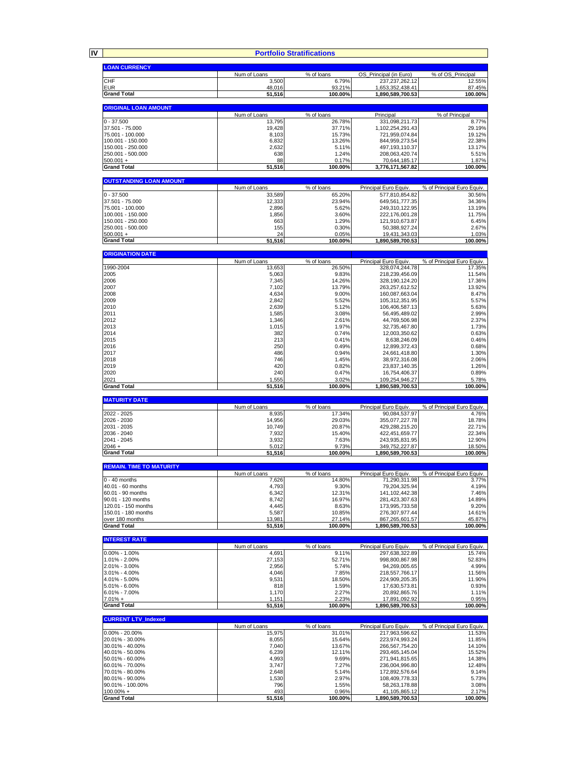## IV Portfolio Stratifications

**LOAN CURRENCY**

| | Num of Loans | % of loans | OS_Principal (in Euro) | % of OS_Principal |
|---|---|---|---|---|
| CHF | 3,500 | 6.79% | 237,237,262.12 | 12.55% |
| EUR | 48,016 | 93.21% | 1,653,352,438.41 | 87.45% |
| **Grand Total** | **51,516** | **100.00%** | **1,890,589,700.53** | **100.00%** |

**ORIGINAL LOAN AMOUNT**

| | Num of Loans | % of loans | Principal | % of Principal |
|---|---|---|---|---|
| 0 - 37.500 | 13,795 | 26.78% | 331,098,211.73 | 8.77% |
| 37.501 - 75.000 | 19,428 | 37.71% | 1,102,254,291.43 | 29.19% |
| 75.001 - 100.000 | 8,103 | 15.73% | 721,959,074.84 | 19.12% |
| 100.001 - 150.000 | 6,832 | 13.26% | 844,959,273.54 | 22.38% |
| 150.001 - 250.000 | 2,632 | 5.11% | 497,193,110.37 | 13.17% |
| 250.001 - 500.000 | 638 | 1.24% | 208,063,420.74 | 5.51% |
| 500.001 + | 88 | 0.17% | 70,644,185.17 | 1.87% |
| **Grand Total** | **51,516** | **100.00%** | **3,776,171,567.82** | **100.00%** |

**OUTSTANDING LOAN AMOUNT**

| | Num of Loans | % of loans | Principal Euro Equiv. | % of Principal Euro Equiv. |
|---|---|---|---|---|
| 0 - 37.500 | 33,589 | 65.20% | 577,810,854.82 | 30.56% |
| 37.501 - 75.000 | 12,333 | 23.94% | 649,561,777.35 | 34.36% |
| 75.001 - 100.000 | 2,896 | 5.62% | 249,310,122.95 | 13.19% |
| 100.001 - 150.000 | 1,856 | 3.60% | 222,176,001.28 | 11.75% |
| 150.001 - 250.000 | 663 | 1.29% | 121,910,673.87 | 6.45% |
| 250.001 - 500.000 | 155 | 0.30% | 50,388,927.24 | 2.67% |
| 500.001 + | 24 | 0.05% | 19,431,343.03 | 1.03% |
| **Grand Total** | **51,516** | **100.00%** | **1,890,589,700.53** | **100.00%** |

**ORIGINATION DATE**

| | Num of Loans | % of loans | Principal Euro Equiv. | % of Principal Euro Equiv. |
|---|---|---|---|---|
| 1990-2004 | 13,653 | 26.50% | 328,074,244.78 | 17.35% |
| 2005 | 5,063 | 9.83% | 218,239,456.09 | 11.54% |
| 2006 | 7,345 | 14.26% | 328,190,124.20 | 17.36% |
| 2007 | 7,102 | 13.79% | 263,257,612.52 | 13.92% |
| 2008 | 4,634 | 9.00% | 160,087,663.04 | 8.47% |
| 2009 | 2,842 | 5.52% | 105,312,351.95 | 5.57% |
| 2010 | 2,639 | 5.12% | 106,406,587.13 | 5.63% |
| 2011 | 1,585 | 3.08% | 56,495,489.02 | 2.99% |
| 2012 | 1,346 | 2.61% | 44,769,506.98 | 2.37% |
| 2013 | 1,015 | 1.97% | 32,735,467.80 | 1.73% |
| 2014 | 382 | 0.74% | 12,003,350.62 | 0.63% |
| 2015 | 213 | 0.41% | 8,638,246.09 | 0.46% |
| 2016 | 250 | 0.49% | 12,899,372.43 | 0.68% |
| 2017 | 486 | 0.94% | 24,661,418.80 | 1.30% |
| 2018 | 746 | 1.45% | 38,972,316.08 | 2.06% |
| 2019 | 420 | 0.82% | 23,837,140.35 | 1.26% |
| 2020 | 240 | 0.47% | 16,754,406.37 | 0.89% |
| 2021 | 1,555 | 3.02% | 109,254,946.27 | 5.78% |
| **Grand Total** | **51,516** | **100.00%** | **1,890,589,700.53** | **100.00%** |

**MATURITY DATE**

| | Num of Loans | % of loans | Principal Euro Equiv. | % of Principal Euro Equiv. |
|---|---|---|---|---|
| 2022 - 2025 | 8,935 | 17.34% | 90,084,537.97 | 4.76% |
| 2026 - 2030 | 14,956 | 29.03% | 355,077,227.78 | 18.78% |
| 2031 - 2035 | 10,749 | 20.87% | 429,288,215.20 | 22.71% |
| 2036 - 2040 | 7,932 | 15.40% | 422,451,659.77 | 22.34% |
| 2041 - 2045 | 3,932 | 7.63% | 243,935,831.95 | 12.90% |
| 2046 + | 5,012 | 9.73% | 349,752,227.87 | 18.50% |
| **Grand Total** | **51,516** | **100.00%** | **1,890,589,700.53** | **100.00%** |

**REMAIN. TIME TO MATURITY**

| | Num of Loans | % of loans | Principal Euro Equiv. | % of Principal Euro Equiv. |
|---|---|---|---|---|
| 0 - 40 months | 7,626 | 14.80% | 71,290,311.98 | 3.77% |
| 40.01 - 60 months | 4,793 | 9.30% | 79,204,325.94 | 4.19% |
| 60.01 - 90 months | 6,342 | 12.31% | 141,102,442.38 | 7.46% |
| 90.01 - 120 months | 8,742 | 16.97% | 281,423,307.63 | 14.89% |
| 120.01 - 150 months | 4,445 | 8.63% | 173,995,733.58 | 9.20% |
| 150.01 - 180 months | 5,587 | 10.85% | 276,307,977.44 | 14.61% |
| over 180 months | 13,981 | 27.14% | 867,265,601.57 | 45.87% |
| **Grand Total** | **51,516** | **100.00%** | **1,890,589,700.53** | **100.00%** |

**INTEREST RATE**

| | Num of Loans | % of loans | Principal Euro Equiv. | % of Principal Euro Equiv. |
|---|---|---|---|---|
| 0.00% - 1.00% | 4,691 | 9.11% | 297,638,322.89 | 15.74% |
| 1.01% - 2.00% | 27,153 | 52.71% | 998,800,867.98 | 52.83% |
| 2.01% - 3.00% | 2,956 | 5.74% | 94,269,005.65 | 4.99% |
| 3.01% - 4.00% | 4,046 | 7.85% | 218,557,766.17 | 11.56% |
| 4.01% - 5.00% | 9,531 | 18.50% | 224,909,205.35 | 11.90% |
| 5.01% - 6.00% | 818 | 1.59% | 17,630,573.81 | 0.93% |
| 6.01% - 7.00% | 1,170 | 2.27% | 20,892,865.76 | 1.11% |
| 7.01% + | 1,151 | 2.23% | 17,891,092.92 | 0.95% |
| **Grand Total** | **51,516** | **100.00%** | **1,890,589,700.53** | **100.00%** |

**CURRENT LTV_Indexed**

| | Num of Loans | % of loans | Principal Euro Equiv. | % of Principal Euro Equiv. |
|---|---|---|---|---|
| 0.00% - 20.00% | 15,975 | 31.01% | 217,963,596.62 | 11.53% |
| 20.01% - 30.00% | 8,055 | 15.64% | 223,974,993.24 | 11.85% |
| 30.01% - 40.00% | 7,040 | 13.67% | 266,567,754.20 | 14.10% |
| 40.01% - 50.00% | 6,239 | 12.11% | 293,465,145.04 | 15.52% |
| 50.01% - 60.00% | 4,993 | 9.69% | 271,941,815.65 | 14.38% |
| 60.01% - 70.00% | 3,747 | 7.27% | 236,004,996.80 | 12.48% |
| 70.01% - 80.00% | 2,648 | 5.14% | 172,892,576.64 | 9.14% |
| 80.01% - 90.00% | 1,530 | 2.97% | 108,409,778.33 | 5.73% |
| 90.01% - 100.00% | 796 | 1.55% | 58,263,178.88 | 3.08% |
| 100.00% + | 493 | 0.96% | 41,105,865.12 | 2.17% |
| **Grand Total** | **51,516** | **100.00%** | **1,890,589,700.53** | **100.00%** |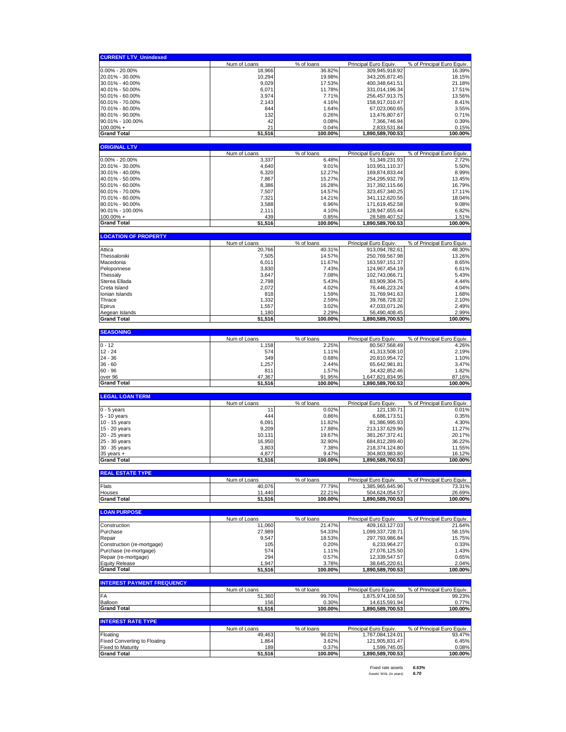| CURRENT LTV_Unindexed | Num of Loans | % of loans | Principal Euro Equiv. | % of Principal Euro Equiv. |
|---|---|---|---|---|
| 0.00% - 20.00% | 18,966 | 36.82% | 309,945,918.92 | 16.39% |
| 20.01% - 30.00% | 10,294 | 19.98% | 343,205,872.45 | 18.15% |
| 30.01% - 40.00% | 9,029 | 17.53% | 400,348,641.51 | 21.18% |
| 40.01% - 50.00% | 6,071 | 11.78% | 331,014,196.34 | 17.51% |
| 50.01% - 60.00% | 3,974 | 7.71% | 256,457,913.75 | 13.56% |
| 60.01% - 70.00% | 2,143 | 4.16% | 158,917,010.47 | 8.41% |
| 70.01% - 80.00% | 844 | 1.64% | 67,023,060.65 | 3.55% |
| 80.01% - 90.00% | 132 | 0.26% | 13,476,807.67 | 0.71% |
| 90.01% - 100.00% | 42 | 0.08% | 7,366,746.94 | 0.39% |
| 100.00% + | 21 | 0.04% | 2,833,531.84 | 0.15% |
| **Grand Total** | **51,516** | **100.00%** | **1,890,589,700.53** | **100.00%** |

| ORIGINAL LTV | Num of Loans | % of loans | Principal Euro Equiv. | % of Principal Euro Equiv. |
|---|---|---|---|---|
| 0.00% - 20.00% | 3,337 | 6.48% | 51,349,231.93 | 2.72% |
| 20.01% - 30.00% | 4,640 | 9.01% | 103,951,110.37 | 5.50% |
| 30.01% - 40.00% | 6,320 | 12.27% | 169,874,833.44 | 8.99% |
| 40.01% - 50.00% | 7,867 | 15.27% | 254,295,932.79 | 13.45% |
| 50.01% - 60.00% | 8,386 | 16.28% | 317,392,115.66 | 16.79% |
| 60.01% - 70.00% | 7,507 | 14.57% | 323,457,340.25 | 17.11% |
| 70.01% - 80.00% | 7,321 | 14.21% | 341,112,620.56 | 18.04% |
| 80.01% - 90.00% | 3,588 | 6.96% | 171,619,452.58 | 9.08% |
| 90.01% - 100.00% | 2,111 | 4.10% | 128,947,655.44 | 6.82% |
| 100.00% + | 439 | 0.85% | 28,589,407.52 | 1.51% |
| **Grand Total** | **51,516** | **100.00%** | **1,890,589,700.53** | **100.00%** |

| LOCATION OF PROPERTY | Num of Loans | % of loans | Principal Euro Equiv. | % of Principal Euro Equiv. |
|---|---|---|---|---|
| Attica | 20,766 | 40.31% | 913,094,782.61 | 48.30% |
| Thessaloniki | 7,505 | 14.57% | 250,769,567.98 | 13.26% |
| Macedonia | 6,011 | 11.67% | 163,597,151.37 | 8.65% |
| Peloponnese | 3,830 | 7.43% | 124,967,454.19 | 6.61% |
| Thessaly | 3,647 | 7.08% | 102,743,066.71 | 5.43% |
| Sterea Ellada | 2,798 | 5.43% | 83,909,304.75 | 4.44% |
| Creta Island | 2,072 | 4.02% | 76,446,223.24 | 4.04% |
| Ionian Islands | 818 | 1.59% | 31,769,941.63 | 1.68% |
| Thrace | 1,332 | 2.59% | 39,768,728.32 | 2.10% |
| Epirus | 1,557 | 3.02% | 47,033,071.26 | 2.49% |
| Aegean Islands | 1,180 | 2.29% | 56,490,408.45 | 2.99% |
| **Grand Total** | **51,516** | **100.00%** | **1,890,589,700.53** | **100.00%** |

| SEASONING | Num of Loans | % of loans | Principal Euro Equiv. | % of Principal Euro Equiv. |
|---|---|---|---|---|
| 0 - 12 | 1,158 | 2.25% | 80,567,568.49 | 4.26% |
| 12 - 24 | 574 | 1.11% | 41,313,508.10 | 2.19% |
| 24 - 36 | 349 | 0.68% | 20,810,954.72 | 1.10% |
| 36 - 60 | 1,257 | 2.44% | 65,642,981.81 | 3.47% |
| 60 - 96 | 811 | 1.57% | 34,432,852.46 | 1.82% |
| over 96 | 47,367 | 91.95% | 1,647,821,834.95 | 87.16% |
| **Grand Total** | **51,516** | **100.00%** | **1,890,589,700.53** | **100.00%** |

| LEGAL LOAN TERM | Num of Loans | % of loans | Principal Euro Equiv. | % of Principal Euro Equiv. |
|---|---|---|---|---|
| 0 - 5 years | 11 | 0.02% | 121,130.71 | 0.01% |
| 5 - 10 years | 444 | 0.86% | 6,686,173.51 | 0.35% |
| 10 - 15 years | 6,091 | 11.82% | 81,386,995.93 | 4.30% |
| 15 - 20 years | 9,209 | 17.88% | 213,137,629.96 | 11.27% |
| 20 - 25 years | 10,131 | 19.67% | 381,267,372.41 | 20.17% |
| 25 - 30 years | 16,950 | 32.90% | 684,812,289.40 | 36.22% |
| 30 - 35 years | 3,803 | 7.38% | 218,374,124.80 | 11.55% |
| 35 years + | 4,877 | 9.47% | 304,803,983.80 | 16.12% |
| **Grand Total** | **51,516** | **100.00%** | **1,890,589,700.53** | **100.00%** |

| REAL ESTATE TYPE | Num of Loans | % of loans | Principal Euro Equiv. | % of Principal Euro Equiv. |
|---|---|---|---|---|
| Flats | 40,076 | 77.79% | 1,385,965,645.96 | 73.31% |
| Houses | 11,440 | 22.21% | 504,624,054.57 | 26.69% |
| **Grand Total** | **51,516** | **100.00%** | **1,890,589,700.53** | **100.00%** |

| LOAN PURPOSE | Num of Loans | % of loans | Principal Euro Equiv. | % of Principal Euro Equiv. |
|---|---|---|---|---|
| Construction | 11,060 | 21.47% | 409,163,127.03 | 21.64% |
| Purchase | 27,989 | 54.33% | 1,099,337,728.71 | 58.15% |
| Repair | 9,547 | 18.53% | 297,793,986.84 | 15.75% |
| Construction (re-mortgage) | 105 | 0.20% | 6,233,964.27 | 0.33% |
| Purchase (re-mortgage) | 574 | 1.11% | 27,076,125.50 | 1.43% |
| Repair (re-mortgage) | 294 | 0.57% | 12,339,547.57 | 0.65% |
| Equity Release | 1,947 | 3.78% | 38,645,220.61 | 2.04% |
| **Grand Total** | **51,516** | **100.00%** | **1,890,589,700.53** | **100.00%** |

| INTEREST PAYMENT FREQUENCY | Num of Loans | % of loans | Principal Euro Equiv. | % of Principal Euro Equiv. |
|---|---|---|---|---|
| FA | 51,360 | 99.70% | 1,875,974,108.59 | 99.23% |
| Balloon | 156 | 0.30% | 14,615,591.94 | 0.77% |
| **Grand Total** | **51,516** | **100.00%** | **1,890,589,700.53** | **100.00%** |

| INTEREST RATE TYPE | Num of Loans | % of loans | Principal Euro Equiv. | % of Principal Euro Equiv. |
|---|---|---|---|---|
| Floating | 49,463 | 96.01% | 1,767,084,124.01 | 93.47% |
| Fixed Converting to Floating | 1,864 | 3.62% | 121,905,831.47 | 6.45% |
| Fixed to Maturity | 189 | 0.37% | 1,599,745.05 | 0.08% |
| **Grand Total** | **51,516** | **100.00%** | **1,890,589,700.53** | **100.00%** |

| | |
|---|---|
| Fixed rate assets | ***6.53%*** |
| Assets' WAL (in years) | ***6.70*** |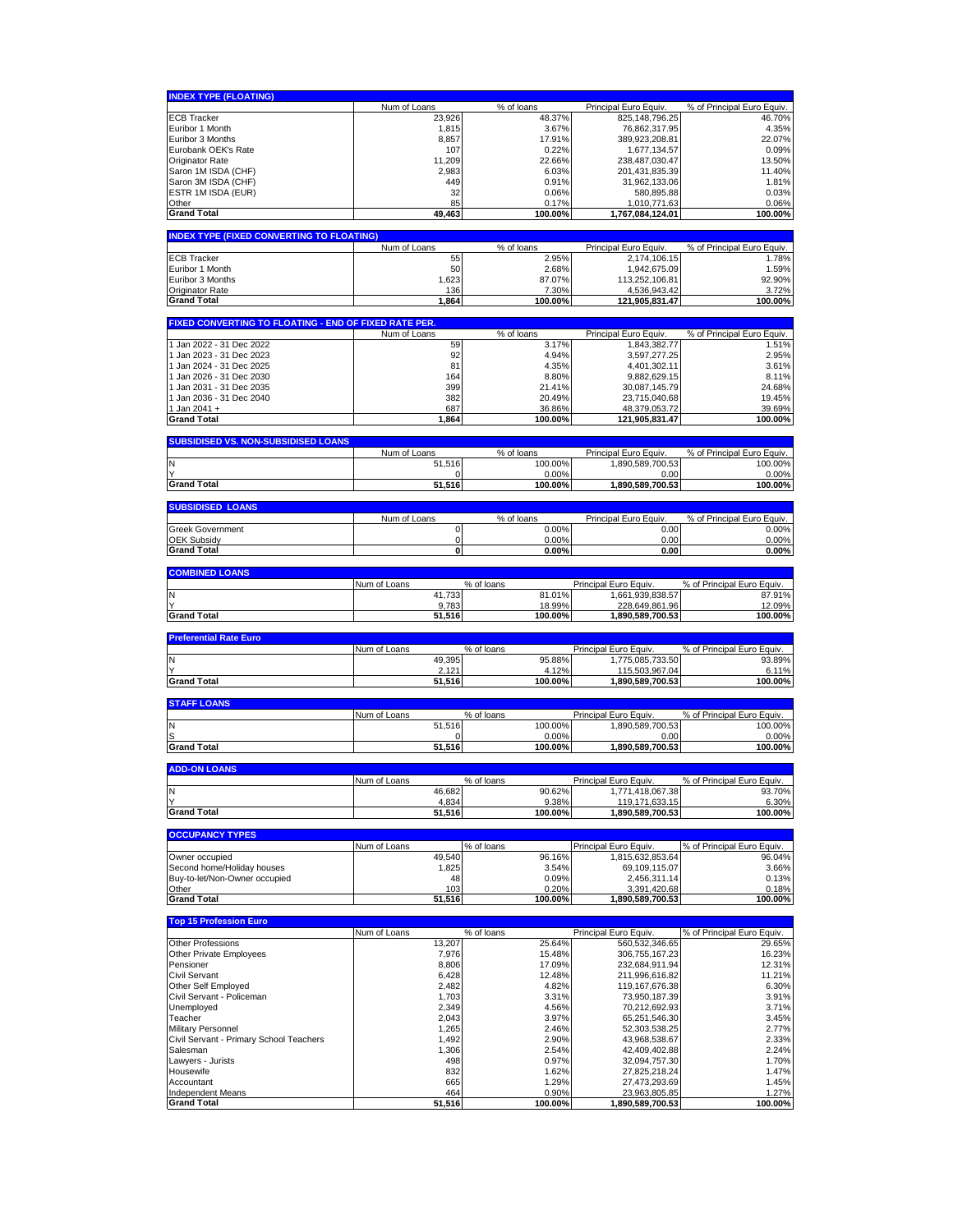| INDEX TYPE (FLOATING) | Num of Loans | % of loans | Principal Euro Equiv. | % of Principal Euro Equiv. |
|---|---|---|---|---|
| ECB Tracker | 23,926 | 48.37% | 825,148,796.25 | 46.70% |
| Euribor 1 Month | 1,815 | 3.67% | 76,862,317.95 | 4.35% |
| Euribor 3 Months | 8,857 | 17.91% | 389,923,208.81 | 22.07% |
| Eurobank OEK's Rate | 107 | 0.22% | 1,677,134.57 | 0.09% |
| Originator Rate | 11,209 | 22.66% | 238,487,030.47 | 13.50% |
| Saron 1M ISDA (CHF) | 2,983 | 6.03% | 201,431,835.39 | 11.40% |
| Saron 3M ISDA (CHF) | 449 | 0.91% | 31,962,133.06 | 1.81% |
| ESTR 1M ISDA (EUR) | 32 | 0.06% | 580,895.88 | 0.03% |
| Other | 85 | 0.17% | 1,010,771.63 | 0.06% |
| **Grand Total** | **49,463** | **100.00%** | **1,767,084,124.01** | **100.00%** |

| INDEX TYPE (FIXED CONVERTING TO FLOATING) | Num of Loans | % of loans | Principal Euro Equiv. | % of Principal Euro Equiv. |
|---|---|---|---|---|
| ECB Tracker | 55 | 2.95% | 2,174,106.15 | 1.78% |
| Euribor 1 Month | 50 | 2.68% | 1,942,675.09 | 1.59% |
| Euribor 3 Months | 1,623 | 87.07% | 113,252,106.81 | 92.90% |
| Originator Rate | 136 | 7.30% | 4,536,943.42 | 3.72% |
| **Grand Total** | **1,864** | **100.00%** | **121,905,831.47** | **100.00%** |

| FIXED CONVERTING TO FLOATING - END OF FIXED RATE PER. | Num of Loans | % of loans | Principal Euro Equiv. | % of Principal Euro Equiv. |
|---|---|---|---|---|
| 1 Jan 2022 - 31 Dec 2022 | 59 | 3.17% | 1,843,382.77 | 1.51% |
| 1 Jan 2023 - 31 Dec 2023 | 92 | 4.94% | 3,597,277.25 | 2.95% |
| 1 Jan 2024 - 31 Dec 2025 | 81 | 4.35% | 4,401,302.11 | 3.61% |
| 1 Jan 2026 - 31 Dec 2030 | 164 | 8.80% | 9,882,629.15 | 8.11% |
| 1 Jan 2031 - 31 Dec 2035 | 399 | 21.41% | 30,087,145.79 | 24.68% |
| 1 Jan 2036 - 31 Dec 2040 | 382 | 20.49% | 23,715,040.68 | 19.45% |
| 1 Jan 2041 + | 687 | 36.86% | 48,379,053.72 | 39.69% |
| **Grand Total** | **1,864** | **100.00%** | **121,905,831.47** | **100.00%** |

| SUBSIDISED VS. NON-SUBSIDISED LOANS | Num of Loans | % of loans | Principal Euro Equiv. | % of Principal Euro Equiv. |
|---|---|---|---|---|
| N | 51,516 | 100.00% | 1,890,589,700.53 | 100.00% |
| Y | 0 | 0.00% | 0.00 | 0.00% |
| **Grand Total** | **51,516** | **100.00%** | **1,890,589,700.53** | **100.00%** |

| SUBSIDISED LOANS | Num of Loans | % of loans | Principal Euro Equiv. | % of Principal Euro Equiv. |
|---|---|---|---|---|
| Greek Government | 0 | 0.00% | 0.00 | 0.00% |
| OEK Subsidy | 0 | 0.00% | 0.00 | 0.00% |
| **Grand Total** | **0** | **0.00%** | **0.00** | **0.00%** |

| COMBINED LOANS | Num of Loans | % of loans | Principal Euro Equiv. | % of Principal Euro Equiv. |
|---|---|---|---|---|
| N | 41,733 | 81.01% | 1,661,939,838.57 | 87.91% |
| Y | 9,783 | 18.99% | 228,649,861.96 | 12.09% |
| **Grand Total** | **51,516** | **100.00%** | **1,890,589,700.53** | **100.00%** |

| Preferential Rate Euro | Num of Loans | % of loans | Principal Euro Equiv. | % of Principal Euro Equiv. |
|---|---|---|---|---|
| N | 49,395 | 95.88% | 1,775,085,733.50 | 93.89% |
| Y | 2,121 | 4.12% | 115,503,967.04 | 6.11% |
| **Grand Total** | **51,516** | **100.00%** | **1,890,589,700.53** | **100.00%** |

| STAFF LOANS | Num of Loans | % of loans | Principal Euro Equiv. | % of Principal Euro Equiv. |
|---|---|---|---|---|
| N | 51,516 | 100.00% | 1,890,589,700.53 | 100.00% |
| S | 0 | 0.00% | 0.00 | 0.00% |
| **Grand Total** | **51,516** | **100.00%** | **1,890,589,700.53** | **100.00%** |

| ADD-ON LOANS | Num of Loans | % of loans | Principal Euro Equiv. | % of Principal Euro Equiv. |
|---|---|---|---|---|
| N | 46,682 | 90.62% | 1,771,418,067.38 | 93.70% |
| Y | 4,834 | 9.38% | 119,171,633.15 | 6.30% |
| **Grand Total** | **51,516** | **100.00%** | **1,890,589,700.53** | **100.00%** |

| OCCUPANCY TYPES | Num of Loans | % of loans | Principal Euro Equiv. | % of Principal Euro Equiv. |
|---|---|---|---|---|
| Owner occupied | 49,540 | 96.16% | 1,815,632,853.64 | 96.04% |
| Second home/Holiday houses | 1,825 | 3.54% | 69,109,115.07 | 3.66% |
| Buy-to-let/Non-Owner occupied | 48 | 0.09% | 2,456,311.14 | 0.13% |
| Other | 103 | 0.20% | 3,391,420.68 | 0.18% |
| **Grand Total** | **51,516** | **100.00%** | **1,890,589,700.53** | **100.00%** |

| Top 15 Profession Euro | Num of Loans | % of loans | Principal Euro Equiv. | % of Principal Euro Equiv. |
|---|---|---|---|---|
| Other Professions | 13,207 | 25.64% | 560,532,346.65 | 29.65% |
| Other Private Employees | 7,976 | 15.48% | 306,755,167.23 | 16.23% |
| Pensioner | 8,806 | 17.09% | 232,684,911.94 | 12.31% |
| Civil Servant | 6,428 | 12.48% | 211,996,616.82 | 11.21% |
| Other Self Employed | 2,482 | 4.82% | 119,167,676.38 | 6.30% |
| Civil Servant - Policeman | 1,703 | 3.31% | 73,950,187.39 | 3.91% |
| Unemployed | 2,349 | 4.56% | 70,212,692.93 | 3.71% |
| Teacher | 2,043 | 3.97% | 65,251,546.30 | 3.45% |
| Military Personnel | 1,265 | 2.46% | 52,303,538.25 | 2.77% |
| Civil Servant - Primary School Teachers | 1,492 | 2.90% | 43,968,538.67 | 2.33% |
| Salesman | 1,306 | 2.54% | 42,409,402.88 | 2.24% |
| Lawyers - Jurists | 498 | 0.97% | 32,094,757.30 | 1.70% |
| Housewife | 832 | 1.62% | 27,825,218.24 | 1.47% |
| Accountant | 665 | 1.29% | 27,473,293.69 | 1.45% |
| Independent Means | 464 | 0.90% | 23,963,805.85 | 1.27% |
| **Grand Total** | **51,516** | **100.00%** | **1,890,589,700.53** | **100.00%** |